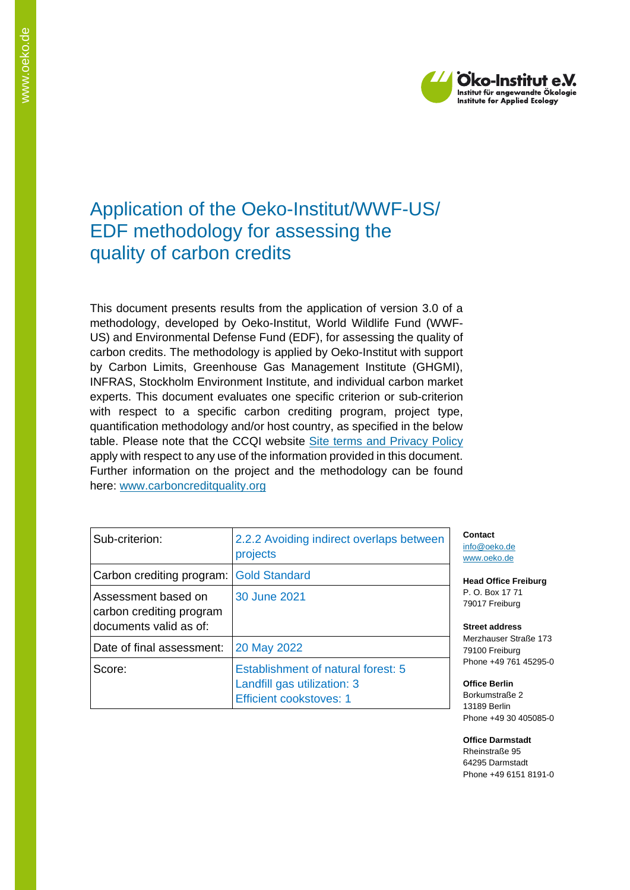# Application of the Oeko-Institut/WWF-US/EDF methodology for assessing the quality of carbon credits

This document presents results from the application of version 3.0 of a methodology, developed by Oeko-Institut, World Wildlife Fund (WWF-US) and Environmental Defense Fund (EDF), for assessing the quality of carbon credits. The methodology is applied by Oeko-Institut with support by Carbon Limits, Greenhouse Gas Management Institute (GHGMI), INFRAS, Stockholm Environment Institute, and individual carbon market experts. This document evaluates one specific criterion or sub-criterion with respect to a specific carbon crediting program, project type, quantification methodology and/or host country, as specified in the below table. Please note that the CCQI website [Site terms and Privacy Policy] apply with respect to any use of the information provided in this document. Further information on the project and the methodology can be found here: www.carboncreditquality.org

| | |
|---|---|
| Sub-criterion: | 2.2.2 Avoiding indirect overlaps between projects |
| Carbon crediting program: | Gold Standard |
| Assessment based on carbon crediting program documents valid as of: | 30 June 2021 |
| Date of final assessment: | 20 May 2022 |
| Score: | Establishment of natural forest: 5<br>Landfill gas utilization: 3<br>Efficient cookstoves: 1 |

**Contact**
info@oeko.de
www.oeko.de

**Head Office Freiburg**
P. O. Box 17 71
79017 Freiburg

**Street address**
Merzhauser Straße 173
79100 Freiburg
Phone +49 761 45295-0

**Office Berlin**
Borkumstraße 2
13189 Berlin
Phone +49 30 405085-0

**Office Darmstadt**
Rheinstraße 95
64295 Darmstadt
Phone +49 6151 8191-0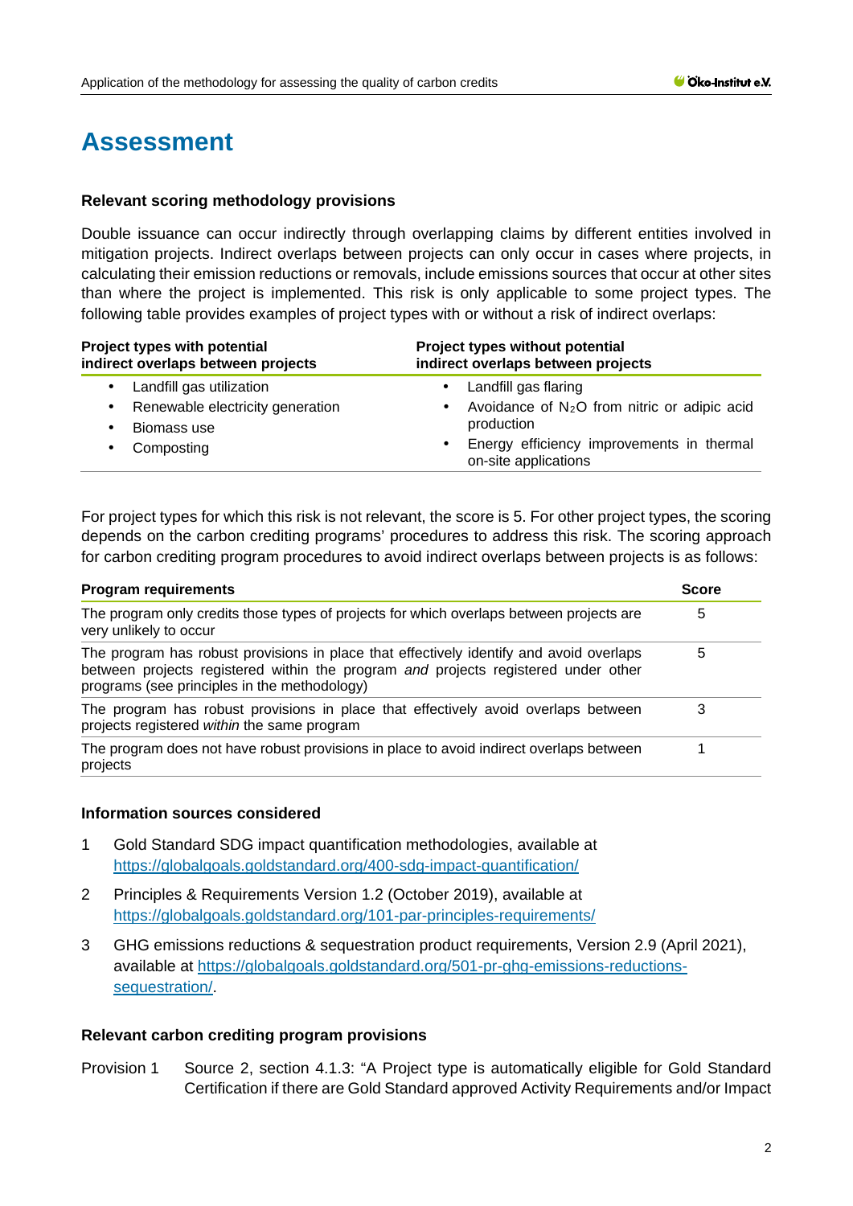# Assessment

### Relevant scoring methodology provisions

Double issuance can occur indirectly through overlapping claims by different entities involved in mitigation projects. Indirect overlaps between projects can only occur in cases where projects, in calculating their emission reductions or removals, include emissions sources that occur at other sites than where the project is implemented. This risk is only applicable to some project types. The following table provides examples of project types with or without a risk of indirect overlaps:

| Project types with potential indirect overlaps between projects | Project types without potential indirect overlaps between projects |
|---|---|
| • Landfill gas utilization<br>• Renewable electricity generation<br>• Biomass use<br>• Composting | • Landfill gas flaring<br>• Avoidance of $N_2O$ from nitric or adipic acid production<br>• Energy efficiency improvements in thermal on-site applications |

For project types for which this risk is not relevant, the score is 5. For other project types, the scoring depends on the carbon crediting programs' procedures to address this risk. The scoring approach for carbon crediting program procedures to avoid indirect overlaps between projects is as follows:

| Program requirements | Score |
|---|---|
| The program only credits those types of projects for which overlaps between projects are very unlikely to occur | 5 |
| The program has robust provisions in place that effectively identify and avoid overlaps between projects registered within the program *and* projects registered under other programs (see principles in the methodology) | 5 |
| The program has robust provisions in place that effectively avoid overlaps between projects registered *within* the same program | 3 |
| The program does not have robust provisions in place to avoid indirect overlaps between projects | 1 |

### Information sources considered

1. Gold Standard SDG impact quantification methodologies, available at https://globalgoals.goldstandard.org/400-sdg-impact-quantification/
2. Principles & Requirements Version 1.2 (October 2019), available at https://globalgoals.goldstandard.org/101-par-principles-requirements/
3. GHG emissions reductions & sequestration product requirements, Version 2.9 (April 2021), available at https://globalgoals.goldstandard.org/501-pr-ghg-emissions-reductions-sequestration/.

### Relevant carbon crediting program provisions

Provision 1 Source 2, section 4.1.3: "A Project type is automatically eligible for Gold Standard Certification if there are Gold Standard approved Activity Requirements and/or Impact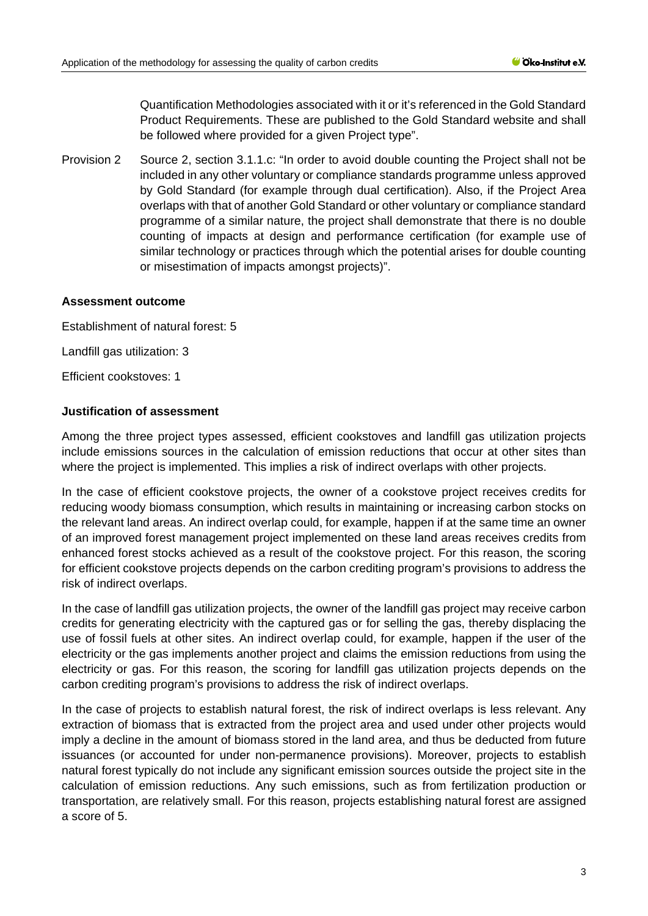Quantification Methodologies associated with it or it's referenced in the Gold Standard Product Requirements. These are published to the Gold Standard website and shall be followed where provided for a given Project type".

Provision 2 Source 2, section 3.1.1.c: "In order to avoid double counting the Project shall not be included in any other voluntary or compliance standards programme unless approved by Gold Standard (for example through dual certification). Also, if the Project Area overlaps with that of another Gold Standard or other voluntary or compliance standard programme of a similar nature, the project shall demonstrate that there is no double counting of impacts at design and performance certification (for example use of similar technology or practices through which the potential arises for double counting or misestimation of impacts amongst projects)".

**Assessment outcome**

Establishment of natural forest: 5

Landfill gas utilization: 3

Efficient cookstoves: 1

**Justification of assessment**

Among the three project types assessed, efficient cookstoves and landfill gas utilization projects include emissions sources in the calculation of emission reductions that occur at other sites than where the project is implemented. This implies a risk of indirect overlaps with other projects.

In the case of efficient cookstove projects, the owner of a cookstove project receives credits for reducing woody biomass consumption, which results in maintaining or increasing carbon stocks on the relevant land areas. An indirect overlap could, for example, happen if at the same time an owner of an improved forest management project implemented on these land areas receives credits from enhanced forest stocks achieved as a result of the cookstove project. For this reason, the scoring for efficient cookstove projects depends on the carbon crediting program's provisions to address the risk of indirect overlaps.

In the case of landfill gas utilization projects, the owner of the landfill gas project may receive carbon credits for generating electricity with the captured gas or for selling the gas, thereby displacing the use of fossil fuels at other sites. An indirect overlap could, for example, happen if the user of the electricity or the gas implements another project and claims the emission reductions from using the electricity or gas. For this reason, the scoring for landfill gas utilization projects depends on the carbon crediting program's provisions to address the risk of indirect overlaps.

In the case of projects to establish natural forest, the risk of indirect overlaps is less relevant. Any extraction of biomass that is extracted from the project area and used under other projects would imply a decline in the amount of biomass stored in the land area, and thus be deducted from future issuances (or accounted for under non-permanence provisions). Moreover, projects to establish natural forest typically do not include any significant emission sources outside the project site in the calculation of emission reductions. Any such emissions, such as from fertilization production or transportation, are relatively small. For this reason, projects establishing natural forest are assigned a score of 5.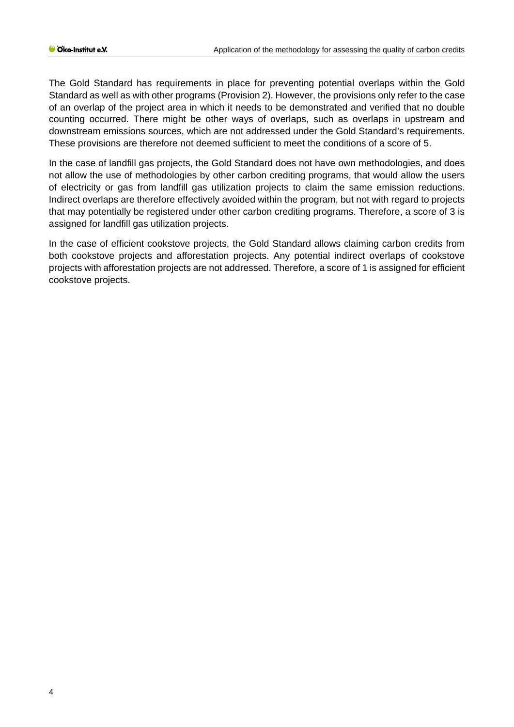The Gold Standard has requirements in place for preventing potential overlaps within the Gold Standard as well as with other programs (Provision 2). However, the provisions only refer to the case of an overlap of the project area in which it needs to be demonstrated and verified that no double counting occurred. There might be other ways of overlaps, such as overlaps in upstream and downstream emissions sources, which are not addressed under the Gold Standard's requirements. These provisions are therefore not deemed sufficient to meet the conditions of a score of 5.

In the case of landfill gas projects, the Gold Standard does not have own methodologies, and does not allow the use of methodologies by other carbon crediting programs, that would allow the users of electricity or gas from landfill gas utilization projects to claim the same emission reductions. Indirect overlaps are therefore effectively avoided within the program, but not with regard to projects that may potentially be registered under other carbon crediting programs. Therefore, a score of 3 is assigned for landfill gas utilization projects.

In the case of efficient cookstove projects, the Gold Standard allows claiming carbon credits from both cookstove projects and afforestation projects. Any potential indirect overlaps of cookstove projects with afforestation projects are not addressed. Therefore, a score of 1 is assigned for efficient cookstove projects.